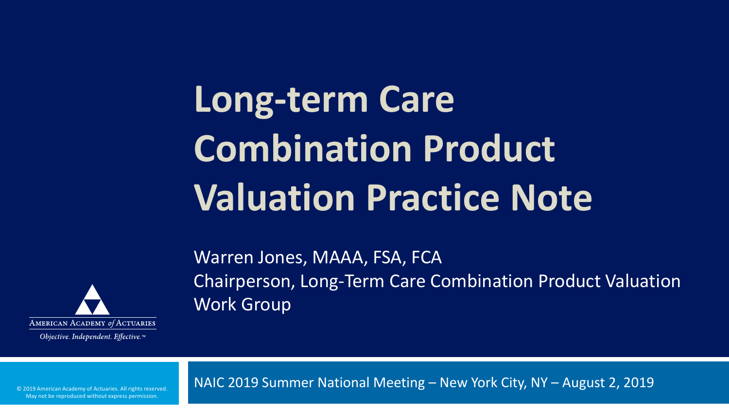# Long-term Care Combination Product Valuation Practice Note

Warren Jones, MAAA, FSA, FCA

Chairperson, Long-Term Care Combination Product Valuation Work Group

AMERICAN ACADEMY *of* ACTUARIES

*Objective. Independent. Effective.™*

NAIC 2019 Summer National Meeting – New York City, NY – August 2, 2019

© 2019 American Academy of Actuaries. All rights reserved. May not be reproduced without express permission.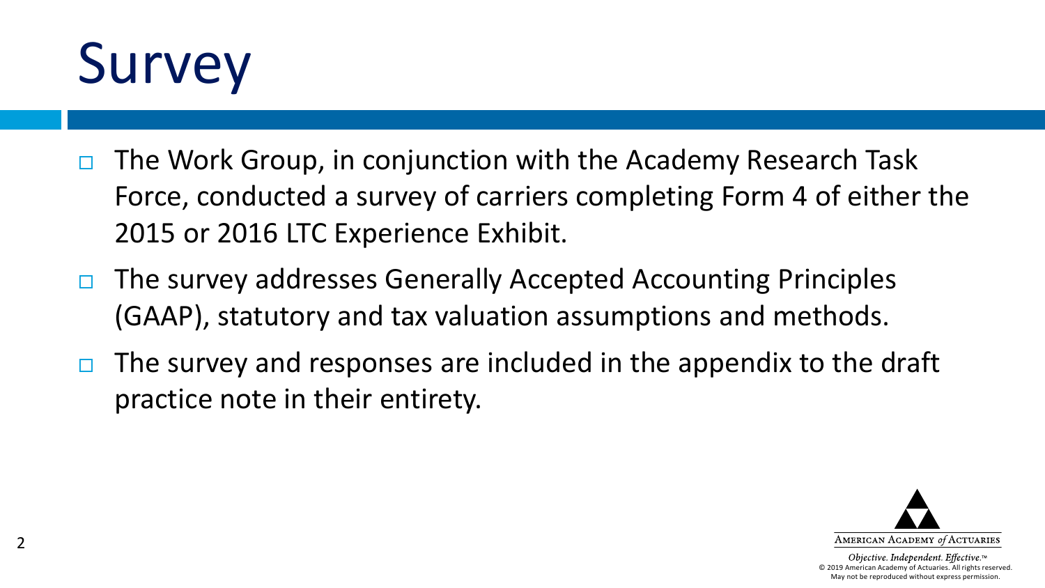# Survey

- The Work Group, in conjunction with the Academy Research Task Force, conducted a survey of carriers completing Form 4 of either the 2015 or 2016 LTC Experience Exhibit.
- The survey addresses Generally Accepted Accounting Principles (GAAP), statutory and tax valuation assumptions and methods.
- The survey and responses are included in the appendix to the draft practice note in their entirety.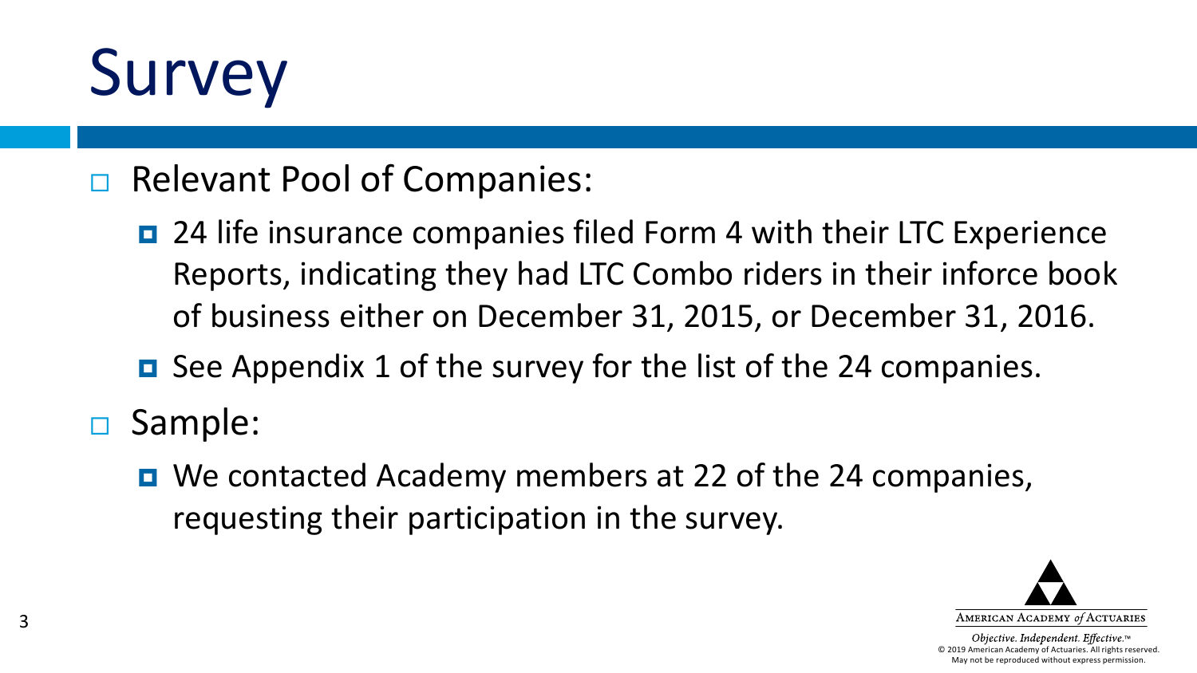# Survey

- Relevant Pool of Companies:
  - 24 life insurance companies filed Form 4 with their LTC Experience Reports, indicating they had LTC Combo riders in their inforce book of business either on December 31, 2015, or December 31, 2016.
  - See Appendix 1 of the survey for the list of the 24 companies.
- Sample:
  - We contacted Academy members at 22 of the 24 companies, requesting their participation in the survey.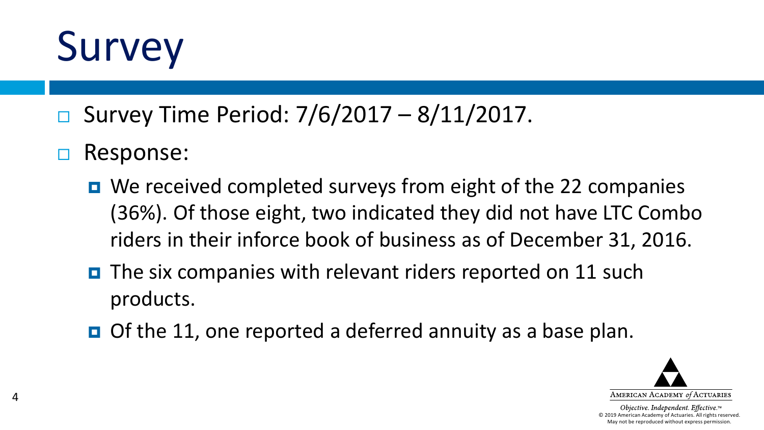# Survey

- Survey Time Period: 7/6/2017 – 8/11/2017.
- Response:
  - We received completed surveys from eight of the 22 companies (36%). Of those eight, two indicated they did not have LTC Combo riders in their inforce book of business as of December 31, 2016.
  - The six companies with relevant riders reported on 11 such products.
  - Of the 11, one reported a deferred annuity as a base plan.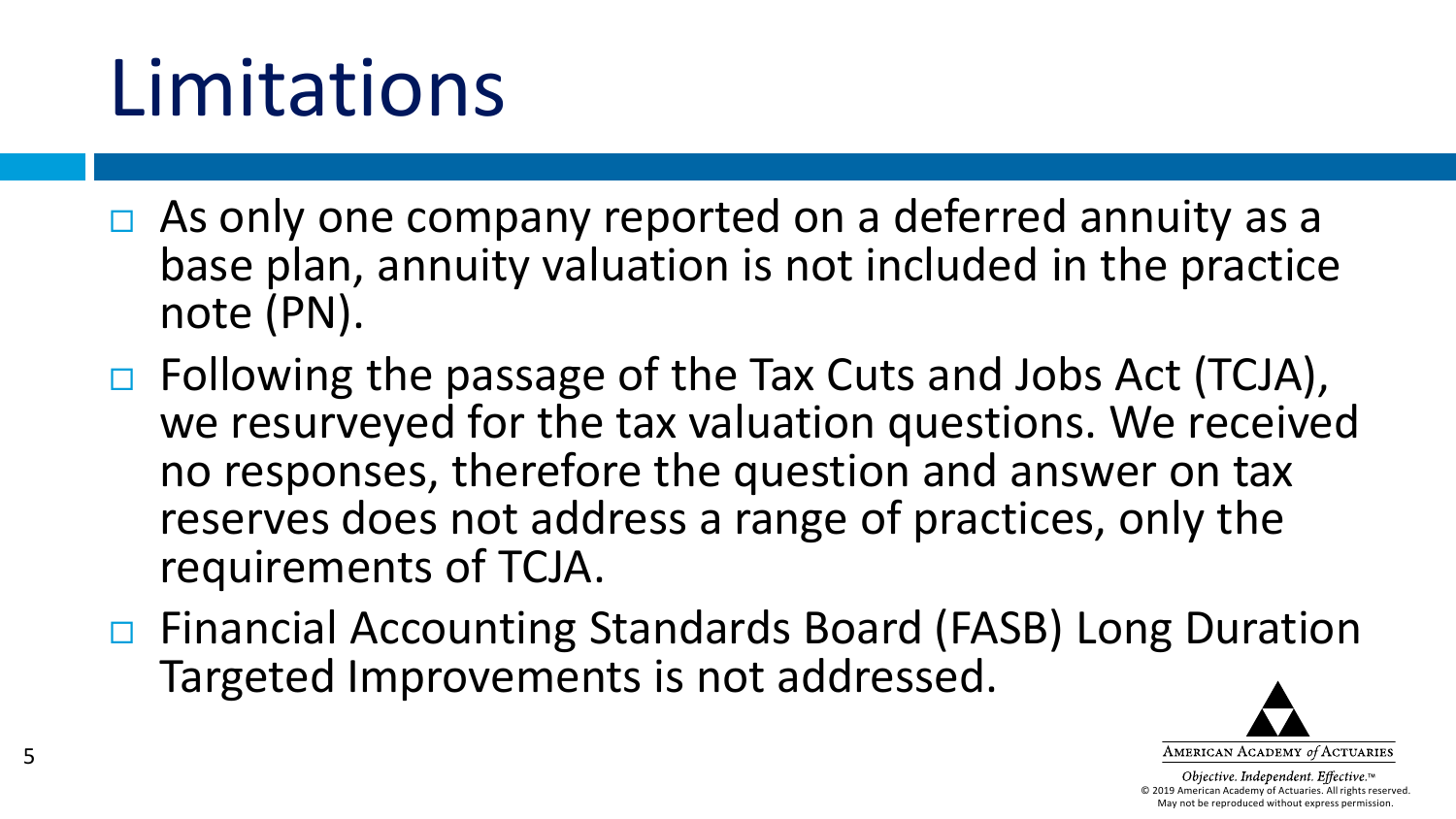# Limitations

- As only one company reported on a deferred annuity as a base plan, annuity valuation is not included in the practice note (PN).
- Following the passage of the Tax Cuts and Jobs Act (TCJA), we resurveyed for the tax valuation questions. We received no responses, therefore the question and answer on tax reserves does not address a range of practices, only the requirements of TCJA.
- Financial Accounting Standards Board (FASB) Long Duration Targeted Improvements is not addressed.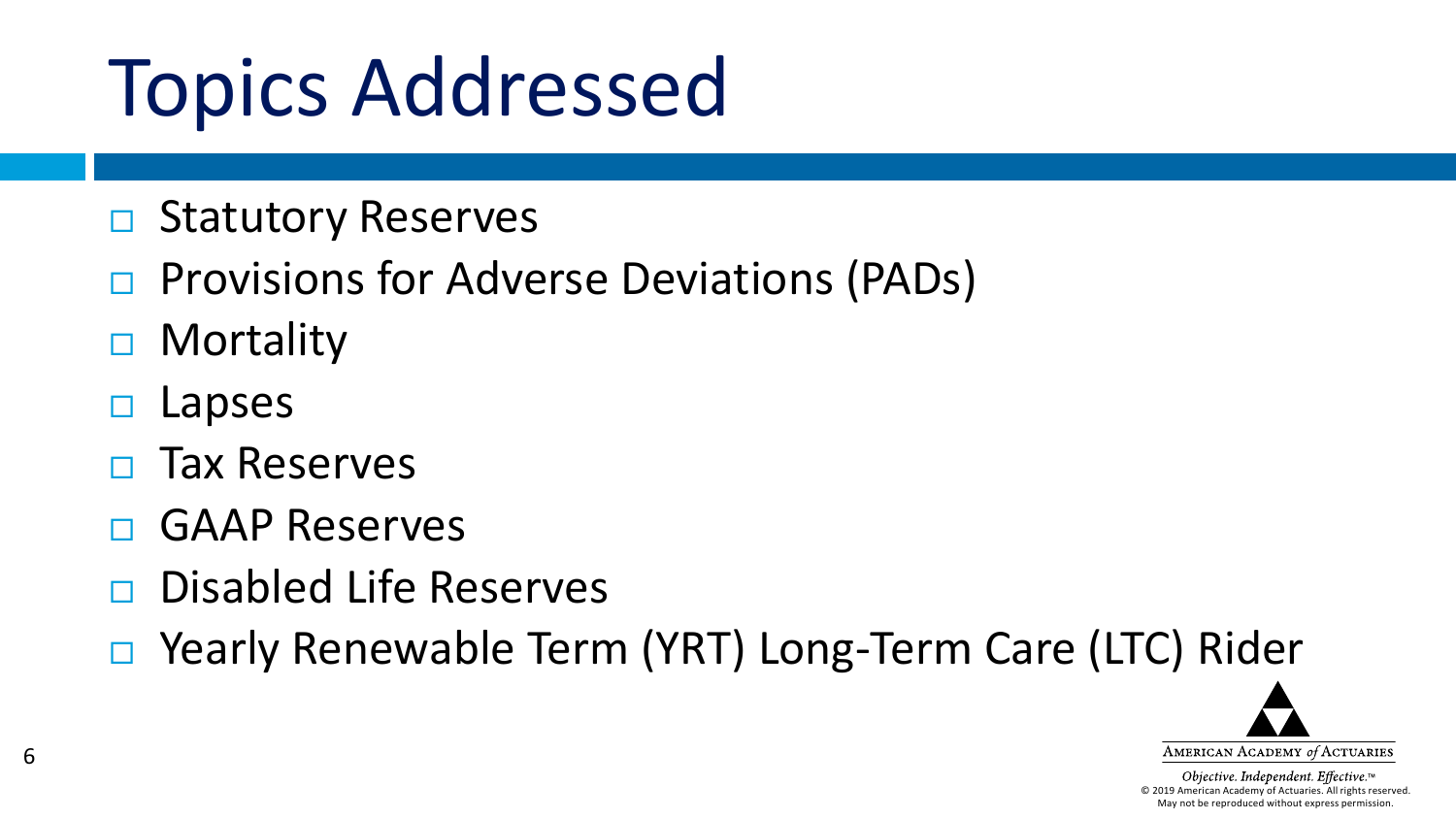# Topics Addressed

- Statutory Reserves
- Provisions for Adverse Deviations (PADs)
- Mortality
- Lapses
- Tax Reserves
- GAAP Reserves
- Disabled Life Reserves
- Yearly Renewable Term (YRT) Long-Term Care (LTC) Rider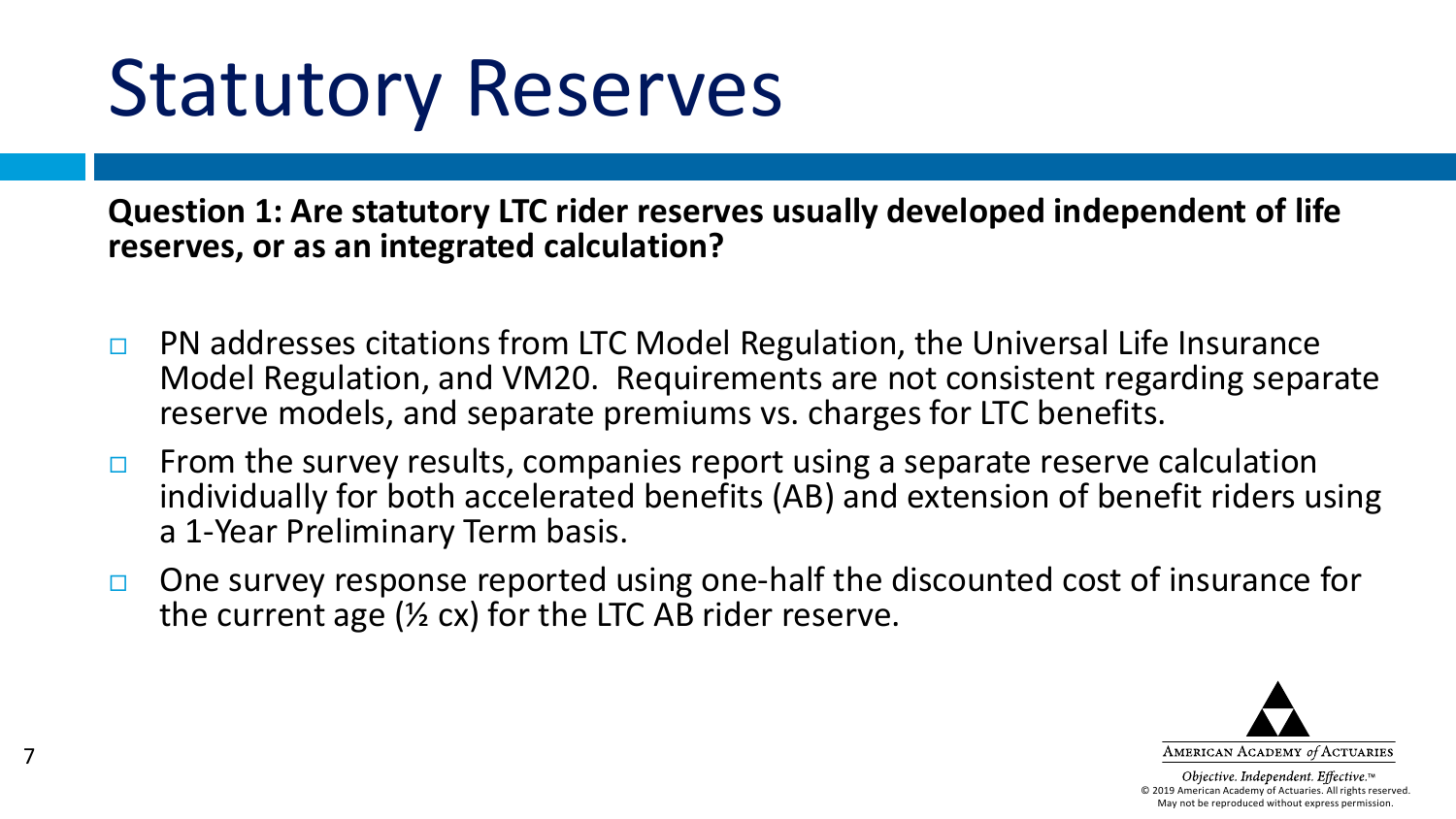# Statutory Reserves

**Question 1: Are statutory LTC rider reserves usually developed independent of life reserves, or as an integrated calculation?**

- PN addresses citations from LTC Model Regulation, the Universal Life Insurance Model Regulation, and VM20. Requirements are not consistent regarding separate reserve models, and separate premiums vs. charges for LTC benefits.
- From the survey results, companies report using a separate reserve calculation individually for both accelerated benefits (AB) and extension of benefit riders using a 1-Year Preliminary Term basis.
- One survey response reported using one-half the discounted cost of insurance for the current age (½ cx) for the LTC AB rider reserve.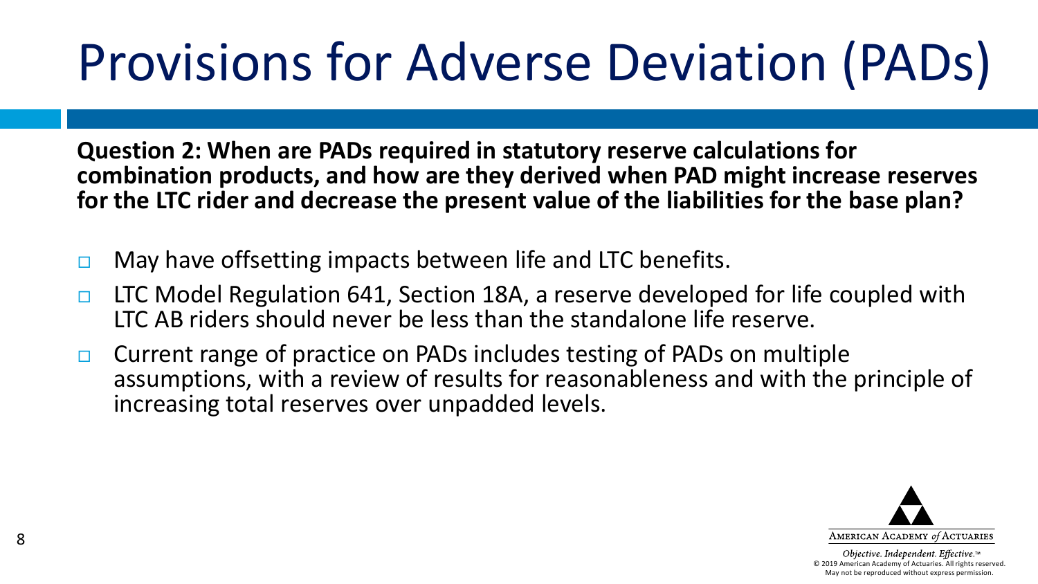# Provisions for Adverse Deviation (PADs)

**Question 2: When are PADs required in statutory reserve calculations for combination products, and how are they derived when PAD might increase reserves for the LTC rider and decrease the present value of the liabilities for the base plan?**

- May have offsetting impacts between life and LTC benefits.
- LTC Model Regulation 641, Section 18A, a reserve developed for life coupled with LTC AB riders should never be less than the standalone life reserve.
- Current range of practice on PADs includes testing of PADs on multiple assumptions, with a review of results for reasonableness and with the principle of increasing total reserves over unpadded levels.

American Academy *of* Actuaries

*Objective. Independent. Effective.*™
© 2019 American Academy of Actuaries. All rights reserved.
May not be reproduced without express permission.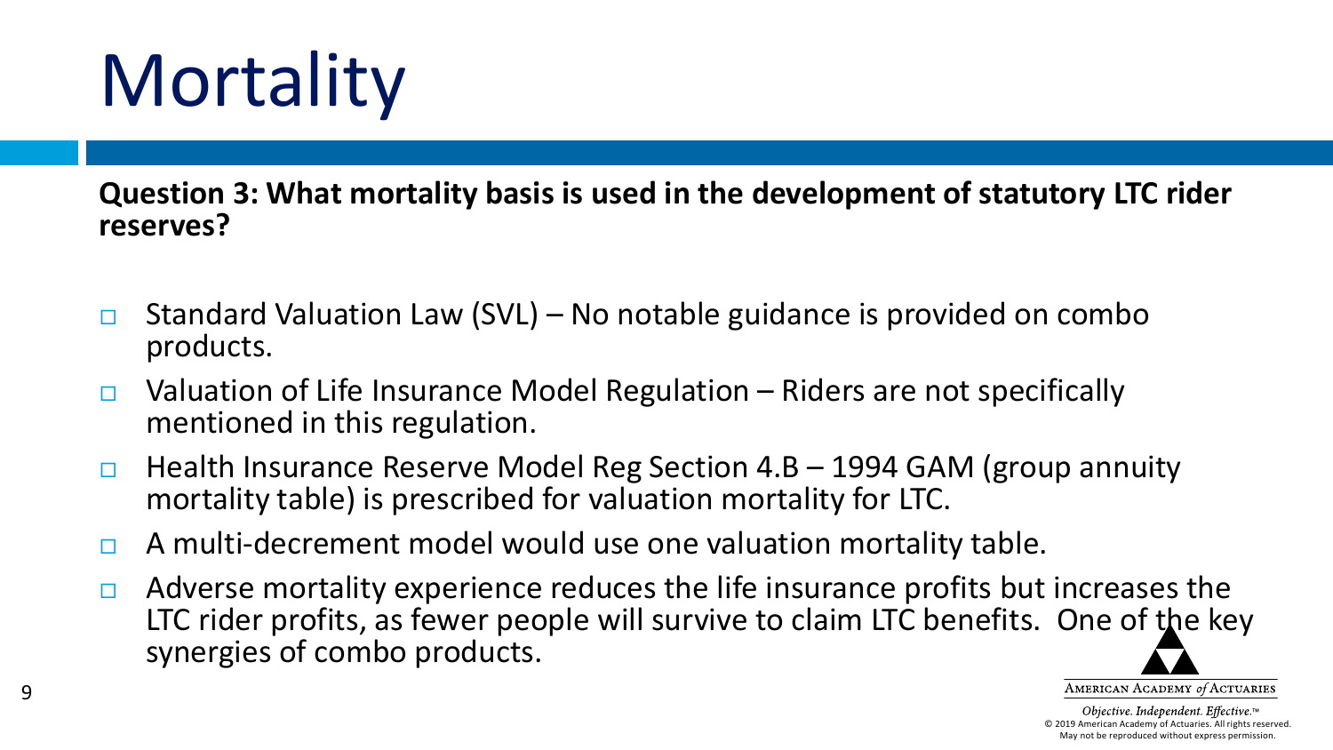# Mortality

**Question 3: What mortality basis is used in the development of statutory LTC rider reserves?**

- Standard Valuation Law (SVL) – No notable guidance is provided on combo products.
- Valuation of Life Insurance Model Regulation – Riders are not specifically mentioned in this regulation.
- Health Insurance Reserve Model Reg Section 4.B – 1994 GAM (group annuity mortality table) is prescribed for valuation mortality for LTC.
- A multi-decrement model would use one valuation mortality table.
- Adverse mortality experience reduces the life insurance profits but increases the LTC rider profits, as fewer people will survive to claim LTC benefits. One of the key synergies of combo products.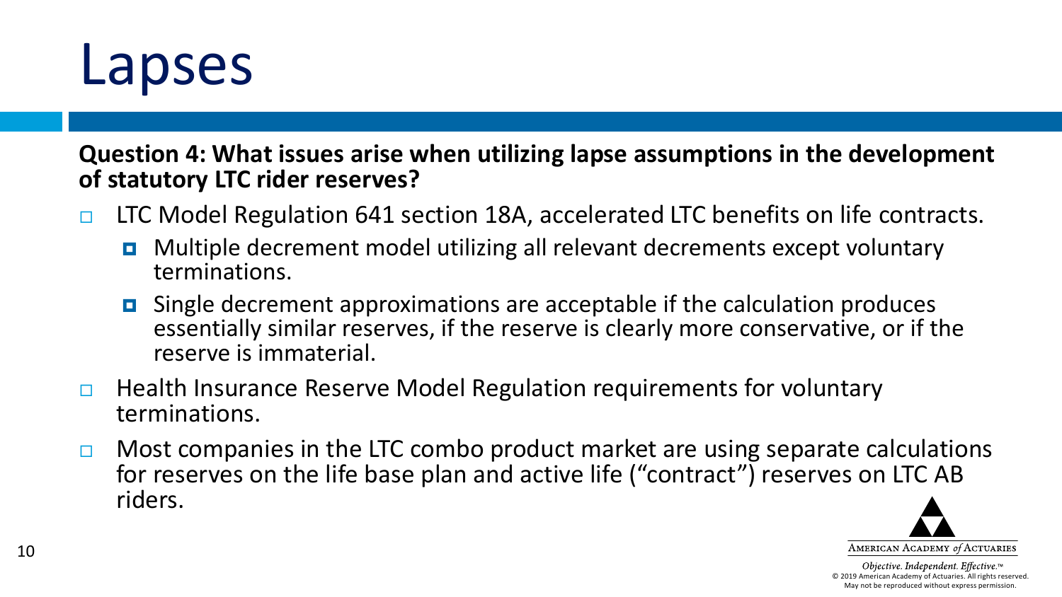# Lapses

**Question 4: What issues arise when utilizing lapse assumptions in the development of statutory LTC rider reserves?**

- LTC Model Regulation 641 section 18A, accelerated LTC benefits on life contracts.
  - Multiple decrement model utilizing all relevant decrements except voluntary terminations.
  - Single decrement approximations are acceptable if the calculation produces essentially similar reserves, if the reserve is clearly more conservative, or if the reserve is immaterial.
- Health Insurance Reserve Model Regulation requirements for voluntary terminations.
- Most companies in the LTC combo product market are using separate calculations for reserves on the life base plan and active life ("contract") reserves on LTC AB riders.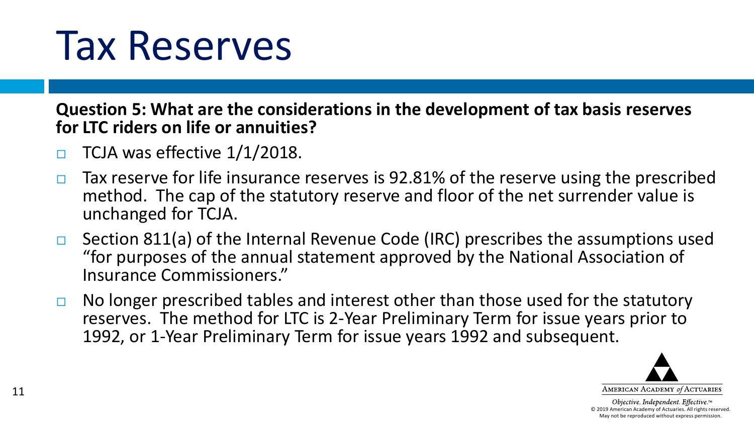# Tax Reserves

**Question 5: What are the considerations in the development of tax basis reserves for LTC riders on life or annuities?**

- TCJA was effective 1/1/2018.
- Tax reserve for life insurance reserves is 92.81% of the reserve using the prescribed method. The cap of the statutory reserve and floor of the net surrender value is unchanged for TCJA.
- Section 811(a) of the Internal Revenue Code (IRC) prescribes the assumptions used "for purposes of the annual statement approved by the National Association of Insurance Commissioners."
- No longer prescribed tables and interest other than those used for the statutory reserves. The method for LTC is 2-Year Preliminary Term for issue years prior to 1992, or 1-Year Preliminary Term for issue years 1992 and subsequent.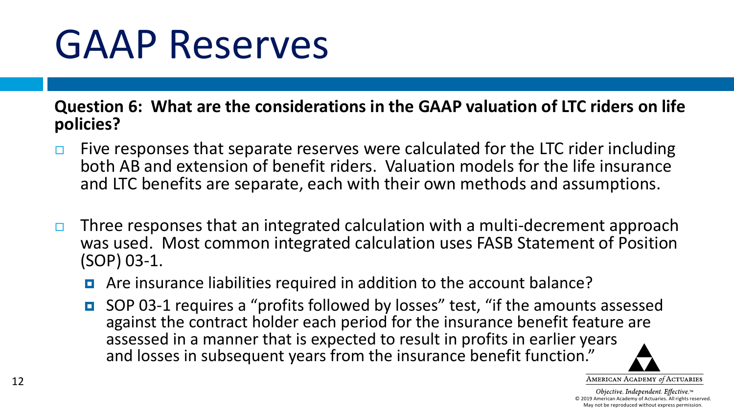# GAAP Reserves

**Question 6: What are the considerations in the GAAP valuation of LTC riders on life policies?**

- Five responses that separate reserves were calculated for the LTC rider including both AB and extension of benefit riders. Valuation models for the life insurance and LTC benefits are separate, each with their own methods and assumptions.
- Three responses that an integrated calculation with a multi-decrement approach was used. Most common integrated calculation uses FASB Statement of Position (SOP) 03-1.
  - Are insurance liabilities required in addition to the account balance?
  - SOP 03-1 requires a "profits followed by losses" test, "if the amounts assessed against the contract holder each period for the insurance benefit feature are assessed in a manner that is expected to result in profits in earlier years and losses in subsequent years from the insurance benefit function."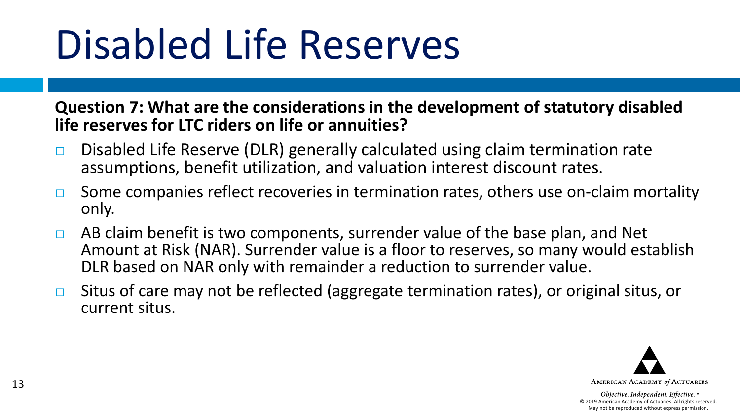# Disabled Life Reserves

**Question 7: What are the considerations in the development of statutory disabled life reserves for LTC riders on life or annuities?**

- Disabled Life Reserve (DLR) generally calculated using claim termination rate assumptions, benefit utilization, and valuation interest discount rates.
- Some companies reflect recoveries in termination rates, others use on-claim mortality only.
- AB claim benefit is two components, surrender value of the base plan, and Net Amount at Risk (NAR). Surrender value is a floor to reserves, so many would establish DLR based on NAR only with remainder a reduction to surrender value.
- Situs of care may not be reflected (aggregate termination rates), or original situs, or current situs.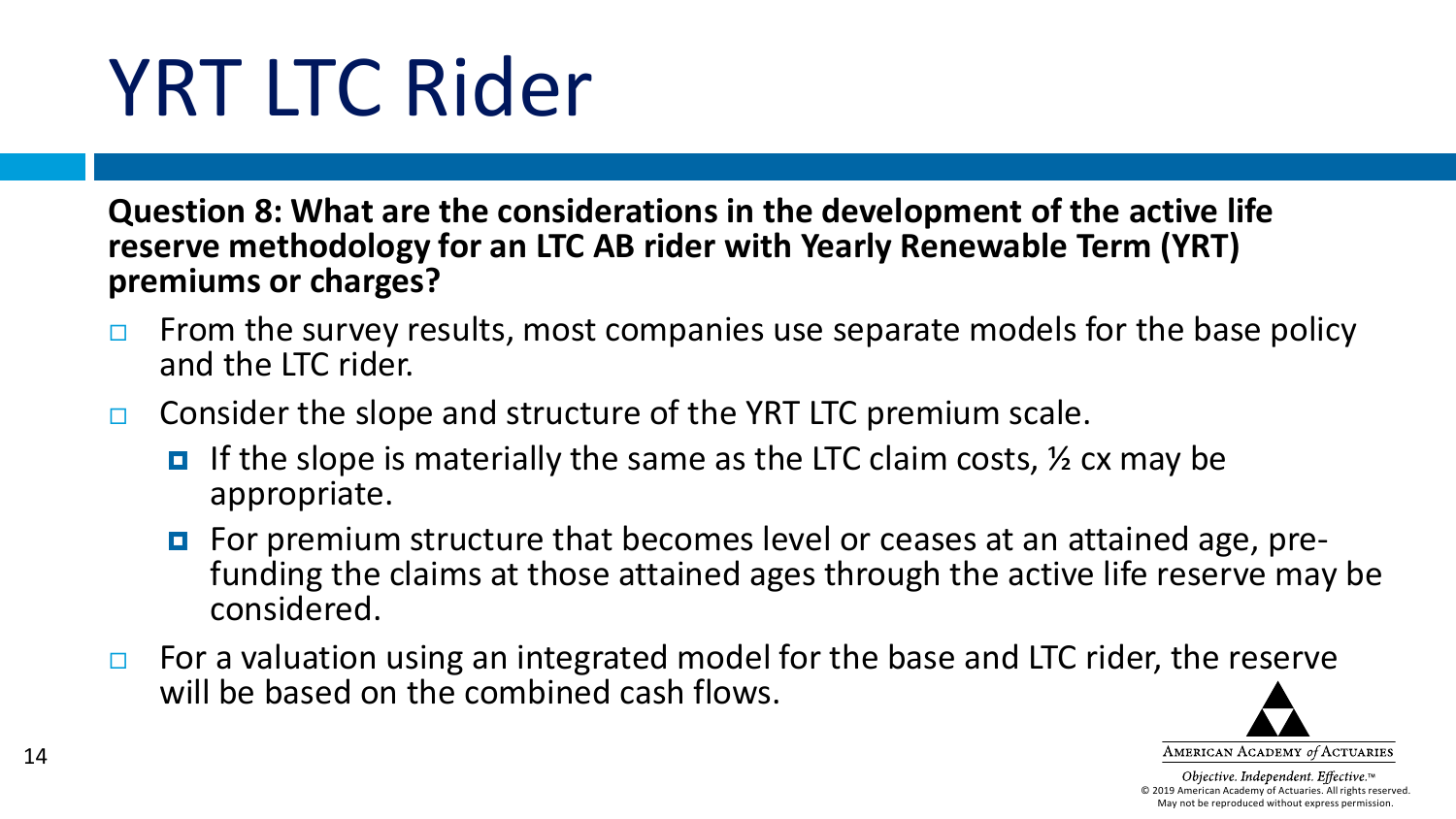# YRT LTC Rider

**Question 8: What are the considerations in the development of the active life reserve methodology for an LTC AB rider with Yearly Renewable Term (YRT) premiums or charges?**

- From the survey results, most companies use separate models for the base policy and the LTC rider.
- Consider the slope and structure of the YRT LTC premium scale.
  - If the slope is materially the same as the LTC claim costs, ½ cx may be appropriate.
  - For premium structure that becomes level or ceases at an attained age, pre-funding the claims at those attained ages through the active life reserve may be considered.
- For a valuation using an integrated model for the base and LTC rider, the reserve will be based on the combined cash flows.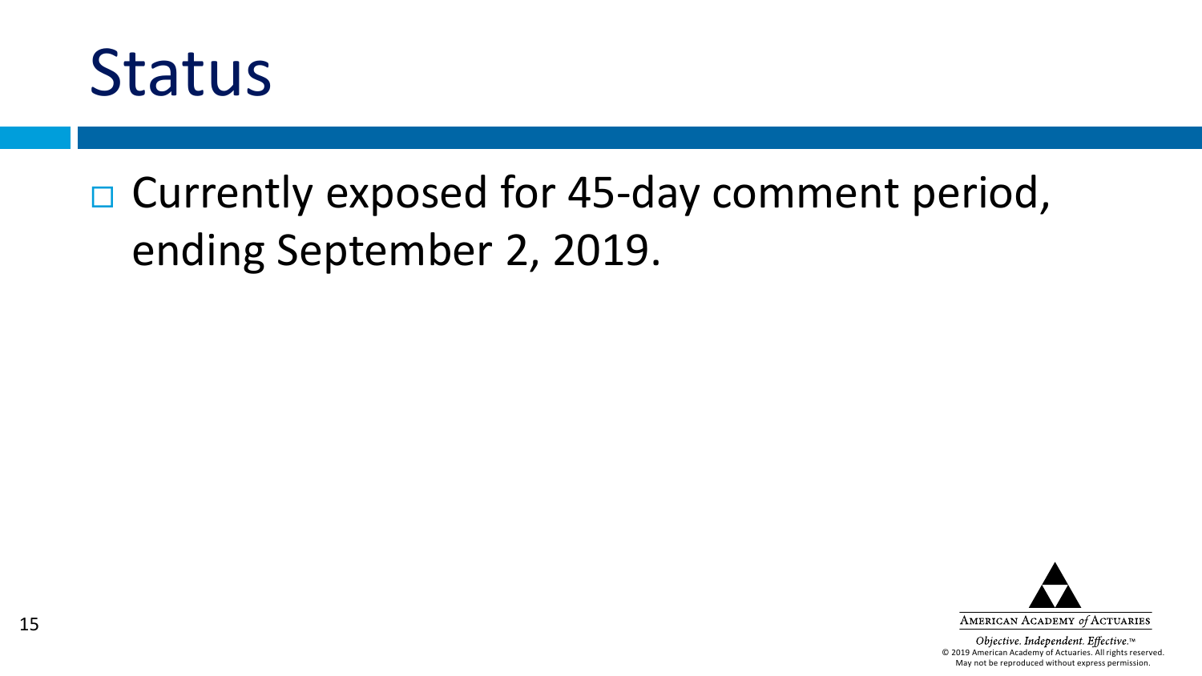# Status

- Currently exposed for 45-day comment period, ending September 2, 2019.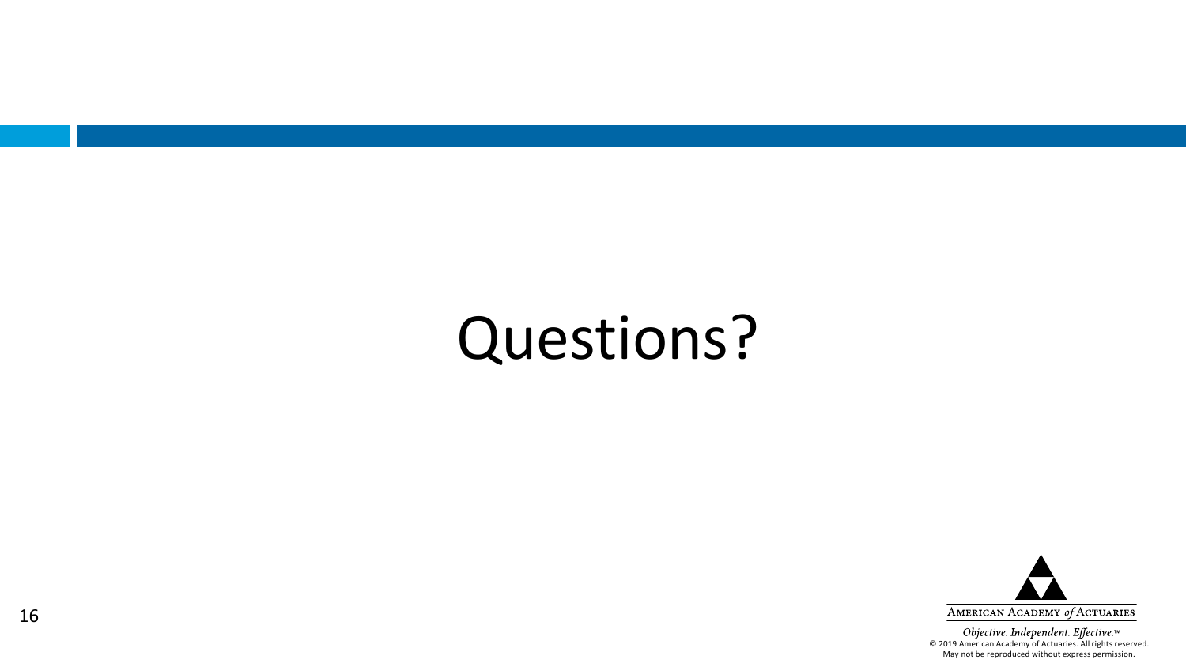# Questions?

AMERICAN ACADEMY *of* ACTUARIES

*Objective. Independent. Effective.*™

© 2019 American Academy of Actuaries. All rights reserved.
May not be reproduced without express permission.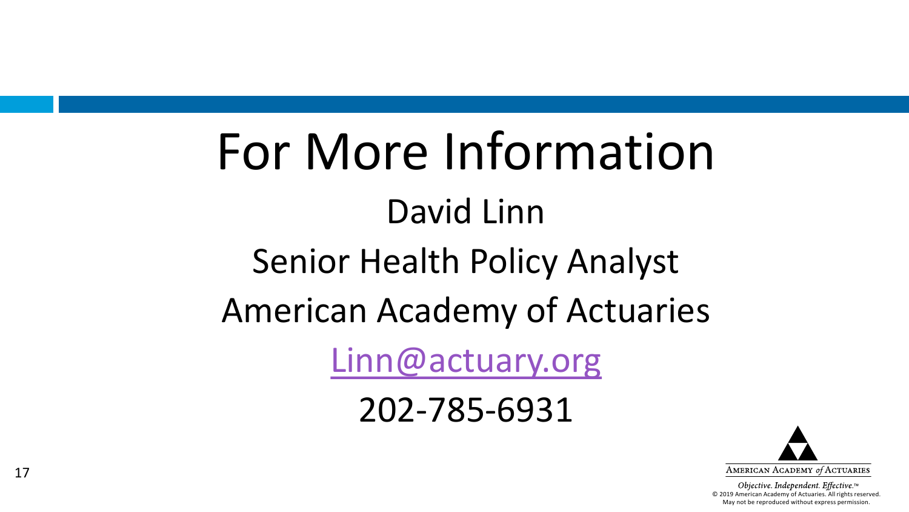# For More Information

David Linn

Senior Health Policy Analyst

American Academy of Actuaries

[Linn@actuary.org](mailto:Linn@actuary.org)

202-785-6931

AMERICAN ACADEMY *of* ACTUARIES

*Objective. Independent. Effective.*™

© 2019 American Academy of Actuaries. All rights reserved.
May not be reproduced without express permission.